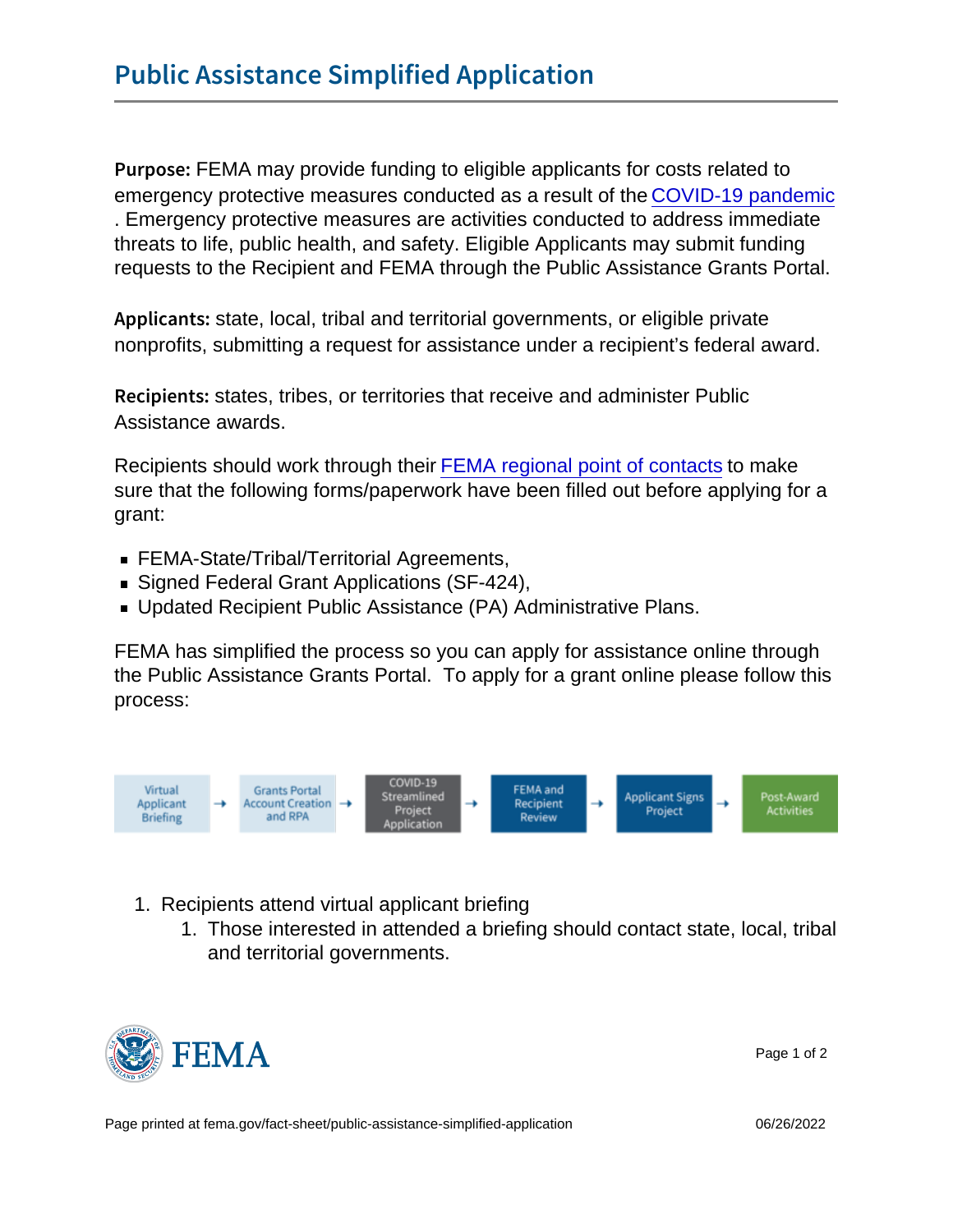# Public Assistance Simplified Application

**Purpose:** FEMA may provide funding to eligible applicants for costs related to emergency protective measures conducted as a result of the COVID-19 pandemic. Emergency protective measures are activities conducted to address immediate threats to life, public health, and safety. Eligible Applicants may submit funding requests to the Recipient and FEMA through the Public Assistance Grants Portal.

**Applicants:** state, local, tribal and territorial governments, or eligible private nonprofits, submitting a request for assistance under a recipient's federal award.

**Recipients:** states, tribes, or territories that receive and administer Public Assistance awards.

Recipients should work through their FEMA regional point of contacts to make sure that the following forms/paperwork have been filled out before applying for a grant:

- FEMA-State/Tribal/Territorial Agreements,
- Signed Federal Grant Applications (SF-424),
- Updated Recipient Public Assistance (PA) Administrative Plans.

FEMA has simplified the process so you can apply for assistance online through the Public Assistance Grants Portal. To apply for a grant online please follow this process:

Virtual Applicant Briefing → Grants Portal Account Creation and RPA → COVID-19 Streamlined Project Application → FEMA and Recipient Review → Applicant Signs Project → Post-Award Activities

1. Recipients attend virtual applicant briefing
    1. Those interested in attended a briefing should contact state, local, tribal and territorial governments.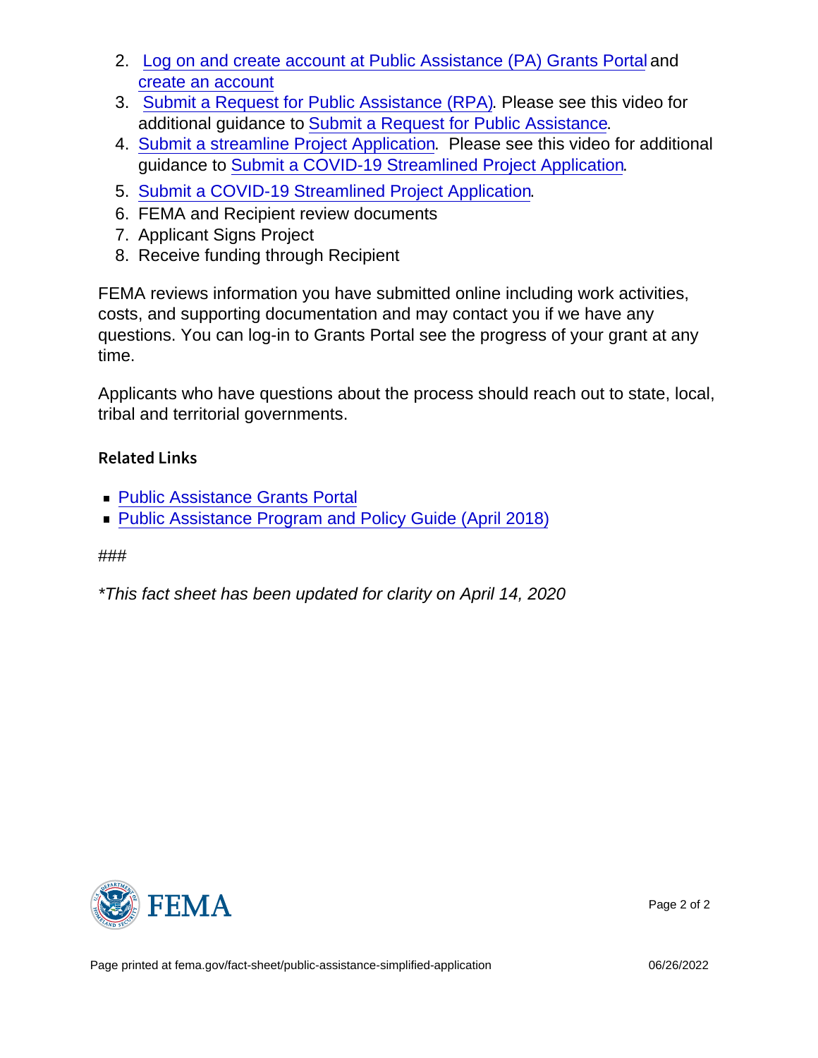2. Log on and create account at Public Assistance (PA) Grants Portal and create an account
3. Submit a Request for Public Assistance (RPA). Please see this video for additional guidance to Submit a Request for Public Assistance.
4. Submit a streamline Project Application. Please see this video for additional guidance to Submit a COVID-19 Streamlined Project Application.
5. Submit a COVID-19 Streamlined Project Application.
6. FEMA and Recipient review documents
7. Applicant Signs Project
8. Receive funding through Recipient

FEMA reviews information you have submitted online including work activities, costs, and supporting documentation and may contact you if we have any questions. You can log-in to Grants Portal see the progress of your grant at any time.

Applicants who have questions about the process should reach out to state, local, tribal and territorial governments.

### Related Links

- Public Assistance Grants Portal
- Public Assistance Program and Policy Guide (April 2018)

###

*This fact sheet has been updated for clarity on April 14, 2020*